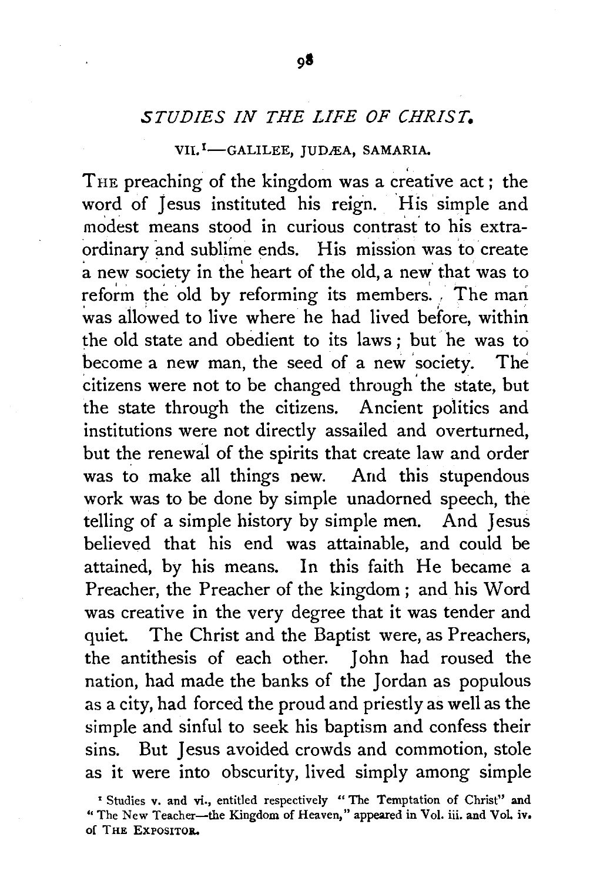## *STUDIES IN THE LIFE OF CHRIST.*

### VII.[1]—GALILEE, JUDÆA, SAMARIA.

THE preaching of the kingdom was a creative act; the word of Jesus instituted his reign. His simple and modest means stood in curious contrast to his extraordinary and sublime ends. His mission was to create a new society in the heart of the old, a new that was to reform the old by reforming its members. The man was allowed to live where he had lived before, within the old state and obedient to its laws; but he was to become a new man, the seed of a new society. The citizens were not to be changed through the state, but the state through the citizens. Ancient politics and institutions were not directly assailed and overturned, but the renewal of the spirits that create law and order was to make all things new. And this stupendous work was to be done by simple unadorned speech, the telling of a simple history by simple men. And Jesus believed that his end was attainable, and could be attained, by his means. In this faith He became a Preacher, the Preacher of the kingdom; and his Word was creative in the very degree that it was tender and quiet. The Christ and the Baptist were, as Preachers, the antithesis of each other. John had roused the nation, had made the banks of the Jordan as populous as a city, had forced the proud and priestly as well as the simple and sinful to seek his baptism and confess their sins. But Jesus avoided crowds and commotion, stole as it were into obscurity, lived simply among simple

[1] Studies v. and vi., entitled respectively "The Temptation of Christ" and "The New Teacher—the Kingdom of Heaven," appeared in Vol. iii. and Vol. iv. of THE EXPOSITOR.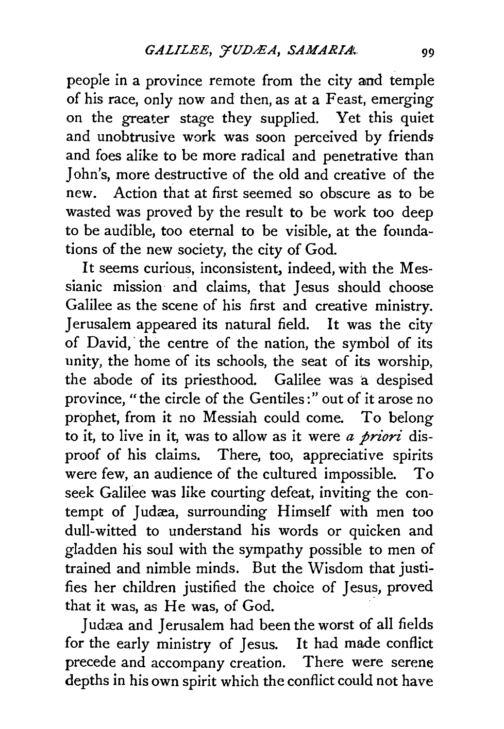people in a province remote from the city and temple of his race, only now and then, as at a Feast, emerging on the greater stage they supplied. Yet this quiet and unobtrusive work was soon perceived by friends and foes alike to be more radical and penetrative than John's, more destructive of the old and creative of the new. Action that at first seemed so obscure as to be wasted was proved by the result to be work too deep to be audible, too eternal to be visible, at the foundations of the new society, the city of God.

It seems curious, inconsistent, indeed, with the Messianic mission and claims, that Jesus should choose Galilee as the scene of his first and creative ministry. Jerusalem appeared its natural field. It was the city of David, the centre of the nation, the symbol of its unity, the home of its schools, the seat of its worship, the abode of its priesthood. Galilee was a despised province, "the circle of the Gentiles:" out of it arose no prophet, from it no Messiah could come. To belong to it, to live in it, was to allow as it were *a priori* disproof of his claims. There, too, appreciative spirits were few, an audience of the cultured impossible. To seek Galilee was like courting defeat, inviting the contempt of Judæa, surrounding Himself with men too dull-witted to understand his words or quicken and gladden his soul with the sympathy possible to men of trained and nimble minds. But the Wisdom that justifies her children justified the choice of Jesus, proved that it was, as He was, of God.

Judæa and Jerusalem had been the worst of all fields for the early ministry of Jesus. It had made conflict precede and accompany creation. There were serene depths in his own spirit which the conflict could not have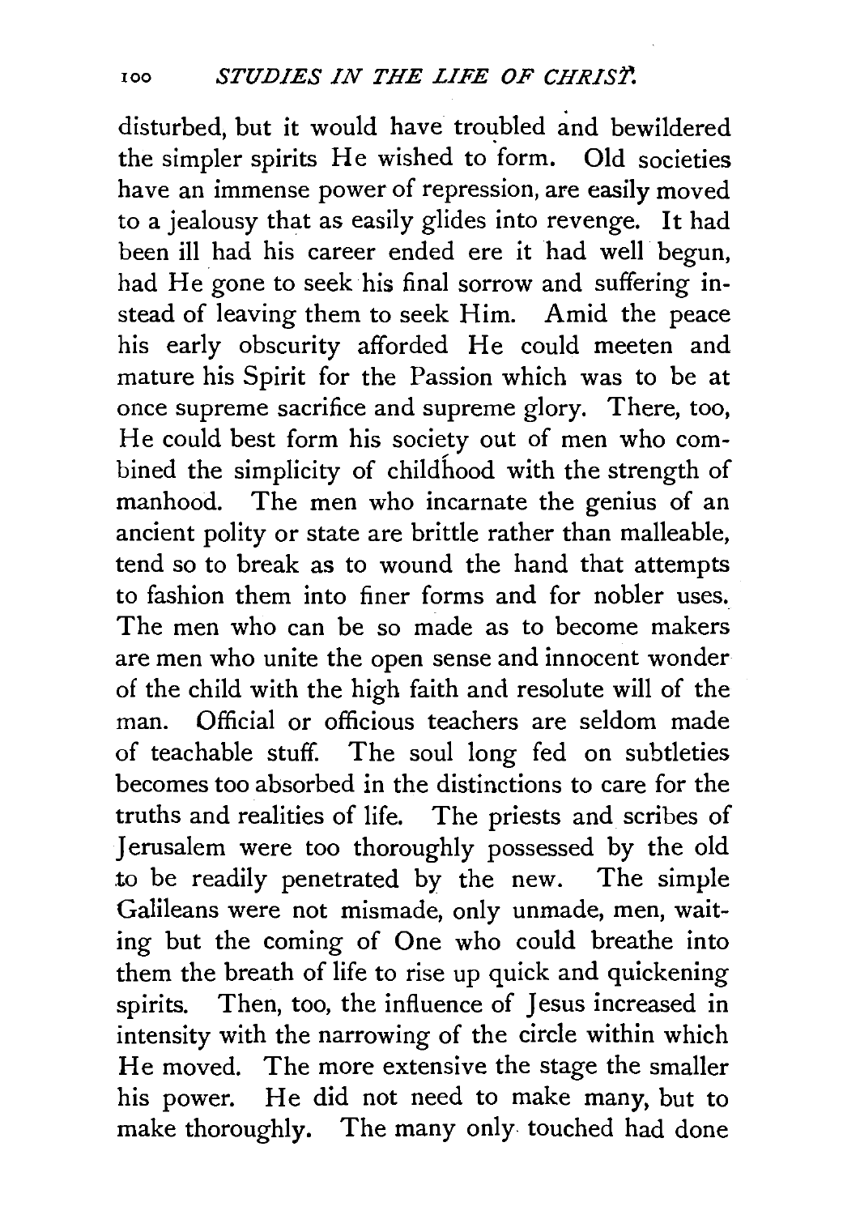disturbed, but it would have troubled and bewildered the simpler spirits He wished to form. Old societies have an immense power of repression, are easily moved to a jealousy that as easily glides into revenge. It had been ill had his career ended ere it had well begun, had He gone to seek his final sorrow and suffering instead of leaving them to seek Him. Amid the peace his early obscurity afforded He could meeten and mature his Spirit for the Passion which was to be at once supreme sacrifice and supreme glory. There, too, He could best form his society out of men who combined the simplicity of childhood with the strength of manhood. The men who incarnate the genius of an ancient polity or state are brittle rather than malleable, tend so to break as to wound the hand that attempts to fashion them into finer forms and for nobler uses. The men who can be so made as to become makers are men who unite the open sense and innocent wonder of the child with the high faith and resolute will of the man. Official or officious teachers are seldom made of teachable stuff. The soul long fed on subtleties becomes too absorbed in the distinctions to care for the truths and realities of life. The priests and scribes of Jerusalem were too thoroughly possessed by the old to be readily penetrated by the new. The simple Galileans were not mismade, only unmade, men, waiting but the coming of One who could breathe into them the breath of life to rise up quick and quickening spirits. Then, too, the influence of Jesus increased in intensity with the narrowing of the circle within which He moved. The more extensive the stage the smaller his power. He did not need to make many, but to make thoroughly. The many only touched had done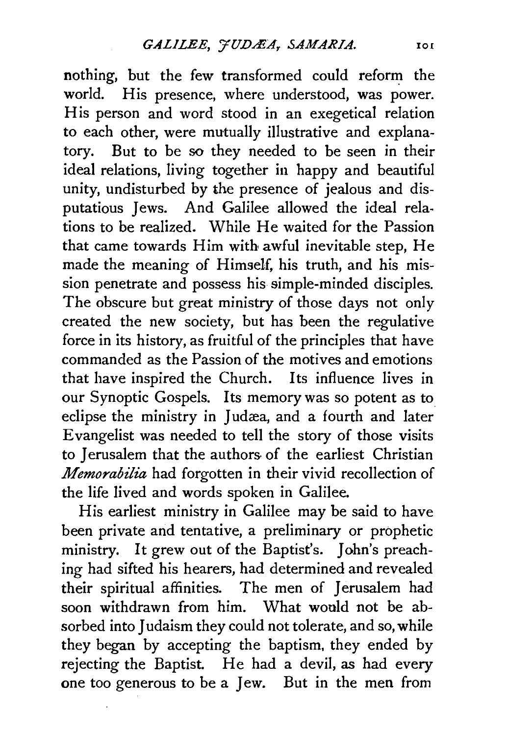nothing, but the few transformed could reform the world. His presence, where understood, was power. His person and word stood in an exegetical relation to each other, were mutually illustrative and explanatory. But to be so they needed to be seen in their ideal relations, living together in happy and beautiful unity, undisturbed by the presence of jealous and disputatious Jews. And Galilee allowed the ideal relations to be realized. While He waited for the Passion that came towards Him with awful inevitable step, He made the meaning of Himself, his truth, and his mission penetrate and possess his simple-minded disciples. The obscure but great ministry of those days not only created the new society, but has been the regulative force in its history, as fruitful of the principles that have commanded as the Passion of the motives and emotions that have inspired the Church. Its influence lives in our Synoptic Gospels. Its memory was so potent as to eclipse the ministry in Judæa, and a fourth and later Evangelist was needed to tell the story of those visits to Jerusalem that the authors of the earliest Christian *Memorabilia* had forgotten in their vivid recollection of the life lived and words spoken in Galilee.

His earliest ministry in Galilee may be said to have been private and tentative, a preliminary or prophetic ministry. It grew out of the Baptist's. John's preaching had sifted his hearers, had determined and revealed their spiritual affinities. The men of Jerusalem had soon withdrawn from him. What would not be absorbed into Judaism they could not tolerate, and so, while they began by accepting the baptism, they ended by rejecting the Baptist. He had a devil, as had every one too generous to be a Jew. But in the men from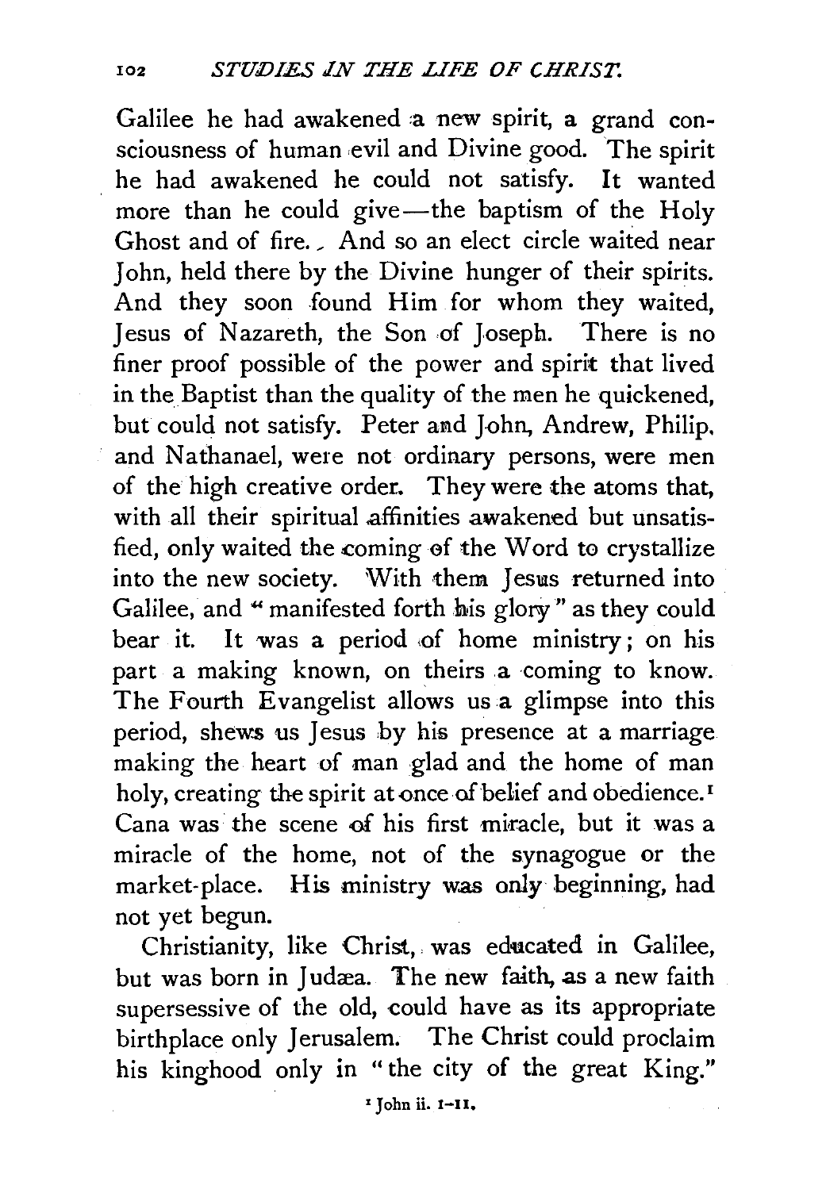Galilee he had awakened a new spirit, a grand consciousness of human evil and Divine good. The spirit he had awakened he could not satisfy. It wanted more than he could give—the baptism of the Holy Ghost and of fire. And so an elect circle waited near John, held there by the Divine hunger of their spirits. And they soon found Him for whom they waited, Jesus of Nazareth, the Son of Joseph. There is no finer proof possible of the power and spirit that lived in the Baptist than the quality of the men he quickened, but could not satisfy. Peter and John, Andrew, Philip, and Nathanael, were not ordinary persons, were men of the high creative order. They were the atoms that, with all their spiritual affinities awakened but unsatisfied, only waited the coming of the Word to crystallize into the new society. With them Jesus returned into Galilee, and "manifested forth his glory" as they could bear it. It was a period of home ministry; on his part a making known, on theirs a coming to know. The Fourth Evangelist allows us a glimpse into this period, shews us Jesus by his presence at a marriage making the heart of man glad and the home of man holy, creating the spirit at once of belief and obedience.[1] Cana was the scene of his first miracle, but it was a miracle of the home, not of the synagogue or the market-place. His ministry was only beginning, had not yet begun.

Christianity, like Christ, was educated in Galilee, but was born in Judæa. The new faith, as a new faith supersessive of the old, could have as its appropriate birthplace only Jerusalem. The Christ could proclaim his kinghood only in "the city of the great King."

[1] John ii. 1–11.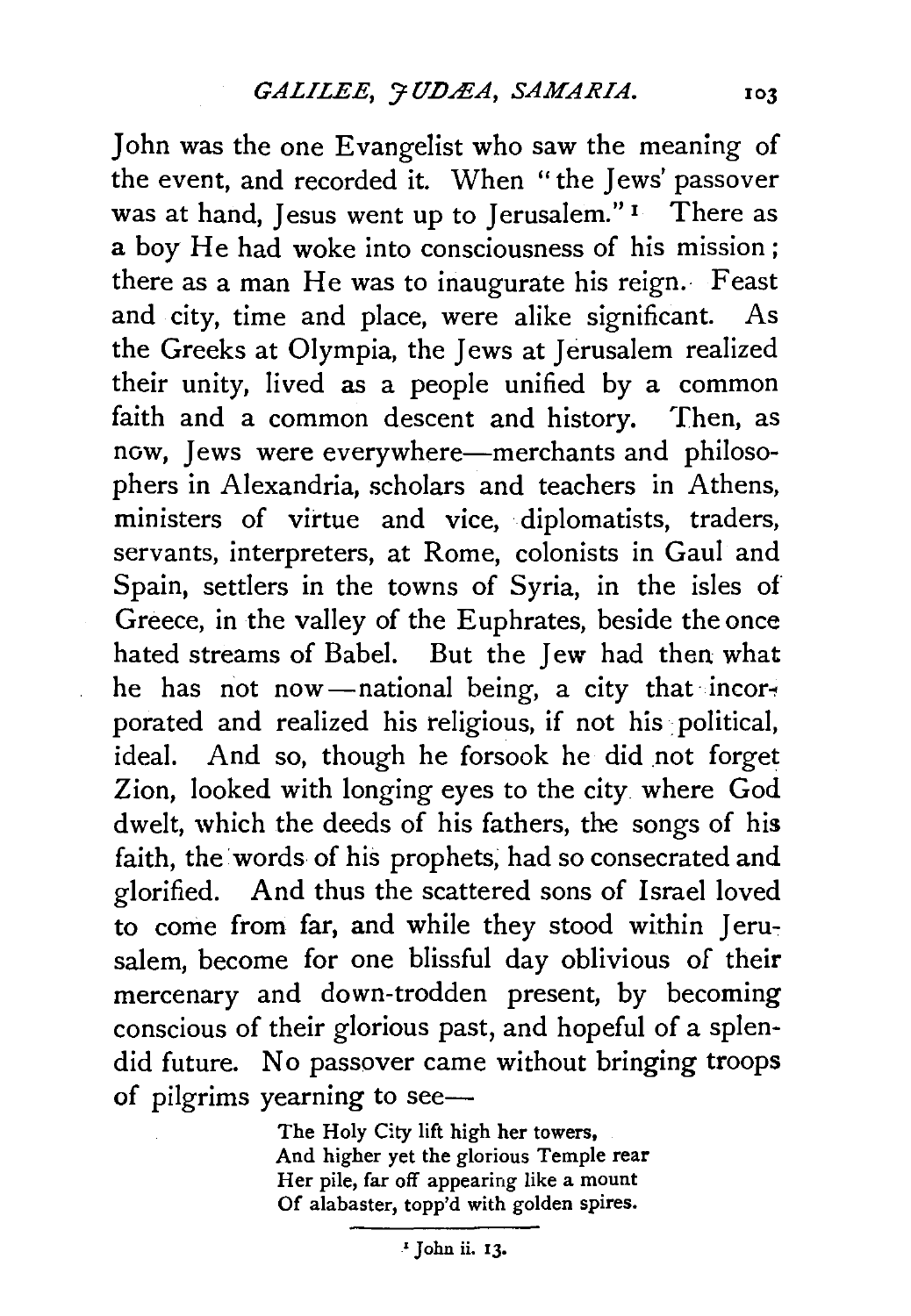John was the one Evangelist who saw the meaning of the event, and recorded it. When "the Jews' passover was at hand, Jesus went up to Jerusalem."[1] There as a boy He had woke into consciousness of his mission; there as a man He was to inaugurate his reign. Feast and city, time and place, were alike significant. As the Greeks at Olympia, the Jews at Jerusalem realized their unity, lived as a people unified by a common faith and a common descent and history. Then, as now, Jews were everywhere—merchants and philosophers in Alexandria, scholars and teachers in Athens, ministers of virtue and vice, diplomatists, traders, servants, interpreters, at Rome, colonists in Gaul and Spain, settlers in the towns of Syria, in the isles of Greece, in the valley of the Euphrates, beside the once hated streams of Babel. But the Jew had then what he has not now—national being, a city that incorporated and realized his religious, if not his political, ideal. And so, though he forsook he did not forget Zion, looked with longing eyes to the city where God dwelt, which the deeds of his fathers, the songs of his faith, the words of his prophets, had so consecrated and glorified. And thus the scattered sons of Israel loved to come from far, and while they stood within Jerusalem, become for one blissful day oblivious of their mercenary and down-trodden present, by becoming conscious of their glorious past, and hopeful of a splendid future. No passover came without bringing troops of pilgrims yearning to see—

> The Holy City lift high her towers,
> And higher yet the glorious Temple rear
> Her pile, far off appearing like a mount
> Of alabaster, topp'd with golden spires.

---

[1] John ii. 13.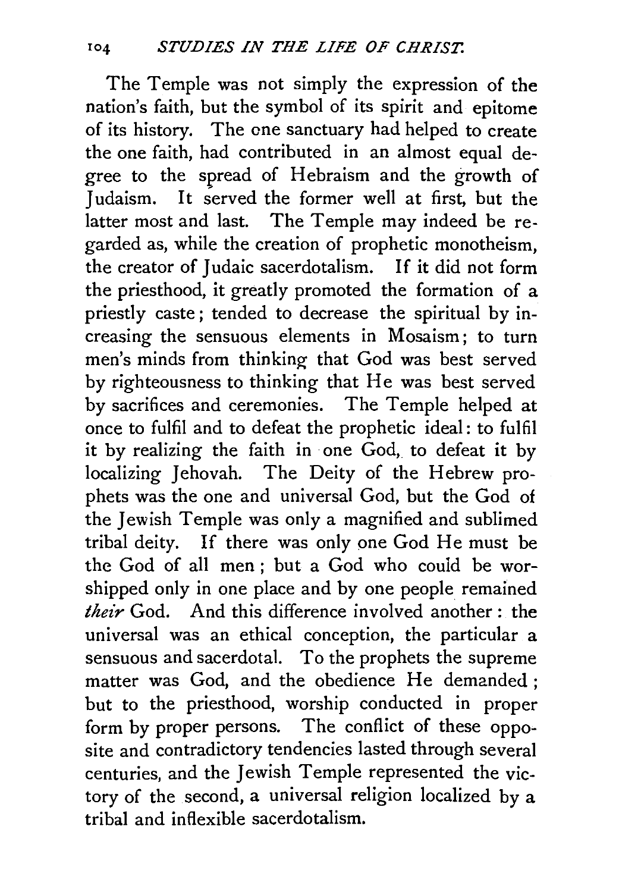The Temple was not simply the expression of the nation's faith, but the symbol of its spirit and epitome of its history. The one sanctuary had helped to create the one faith, had contributed in an almost equal degree to the spread of Hebraism and the growth of Judaism. It served the former well at first, but the latter most and last. The Temple may indeed be regarded as, while the creation of prophetic monotheism, the creator of Judaic sacerdotalism. If it did not form the priesthood, it greatly promoted the formation of a priestly caste; tended to decrease the spiritual by increasing the sensuous elements in Mosaism; to turn men's minds from thinking that God was best served by righteousness to thinking that He was best served by sacrifices and ceremonies. The Temple helped at once to fulfil and to defeat the prophetic ideal: to fulfil it by realizing the faith in one God, to defeat it by localizing Jehovah. The Deity of the Hebrew prophets was the one and universal God, but the God of the Jewish Temple was only a magnified and sublimed tribal deity. If there was only one God He must be the God of all men; but a God who could be worshipped only in one place and by one people remained *their* God. And this difference involved another: the universal was an ethical conception, the particular a sensuous and sacerdotal. To the prophets the supreme matter was God, and the obedience He demanded; but to the priesthood, worship conducted in proper form by proper persons. The conflict of these opposite and contradictory tendencies lasted through several centuries, and the Jewish Temple represented the victory of the second, a universal religion localized by a tribal and inflexible sacerdotalism.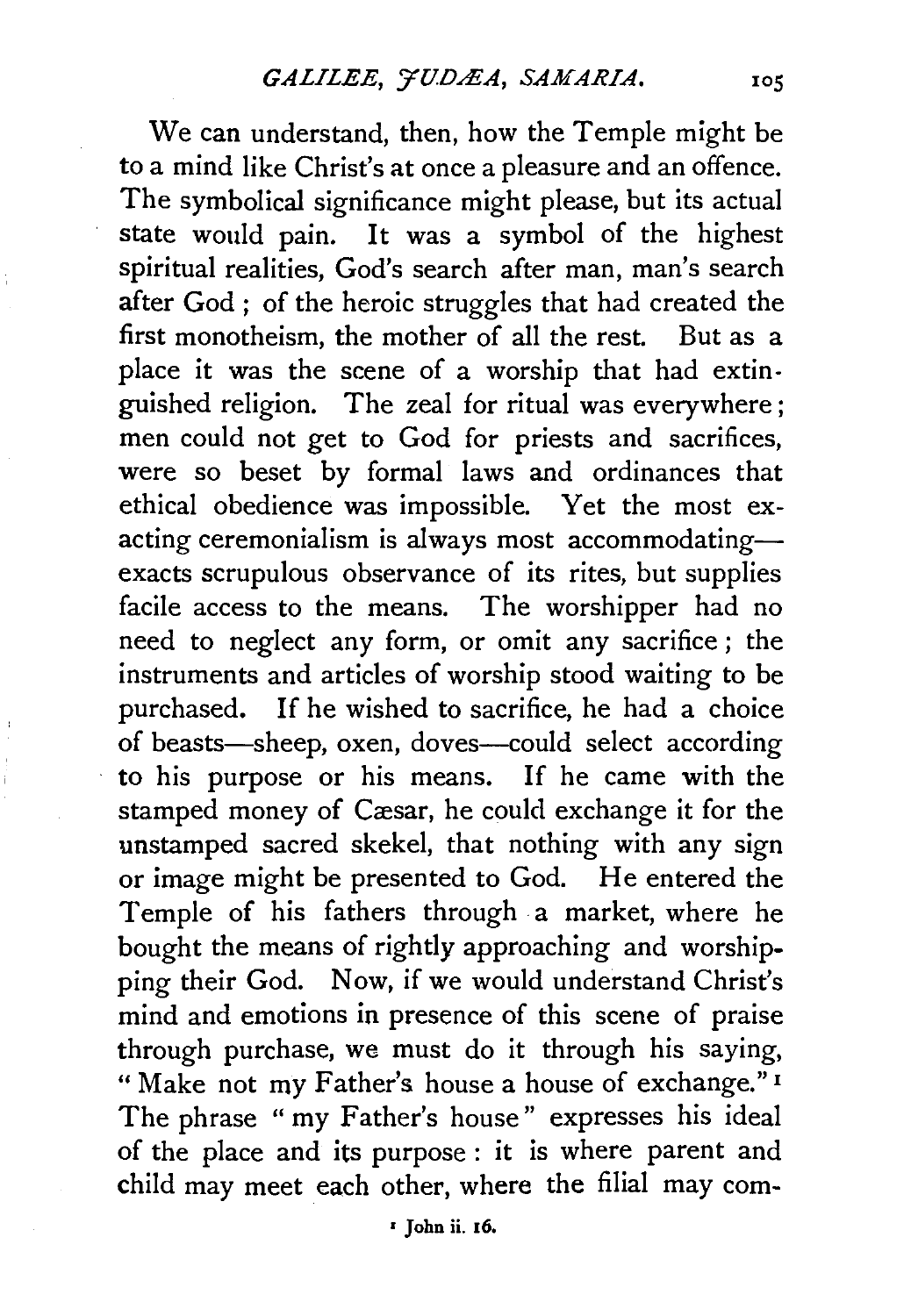We can understand, then, how the Temple might be to a mind like Christ's at once a pleasure and an offence. The symbolical significance might please, but its actual state would pain. It was a symbol of the highest spiritual realities, God's search after man, man's search after God; of the heroic struggles that had created the first monotheism, the mother of all the rest. But as a place it was the scene of a worship that had extinguished religion. The zeal for ritual was everywhere; men could not get to God for priests and sacrifices, were so beset by formal laws and ordinances that ethical obedience was impossible. Yet the most exacting ceremonialism is always most accommodating—exacts scrupulous observance of its rites, but supplies facile access to the means. The worshipper had no need to neglect any form, or omit any sacrifice; the instruments and articles of worship stood waiting to be purchased. If he wished to sacrifice, he had a choice of beasts—sheep, oxen, doves—could select according to his purpose or his means. If he came with the stamped money of Cæsar, he could exchange it for the unstamped sacred skekel, that nothing with any sign or image might be presented to God. He entered the Temple of his fathers through a market, where he bought the means of rightly approaching and worshipping their God. Now, if we would understand Christ's mind and emotions in presence of this scene of praise through purchase, we must do it through his saying, "Make not my Father's house a house of exchange."[1] The phrase "my Father's house" expresses his ideal of the place and its purpose: it is where parent and child may meet each other, where the filial may com-

[1] John ii. 16.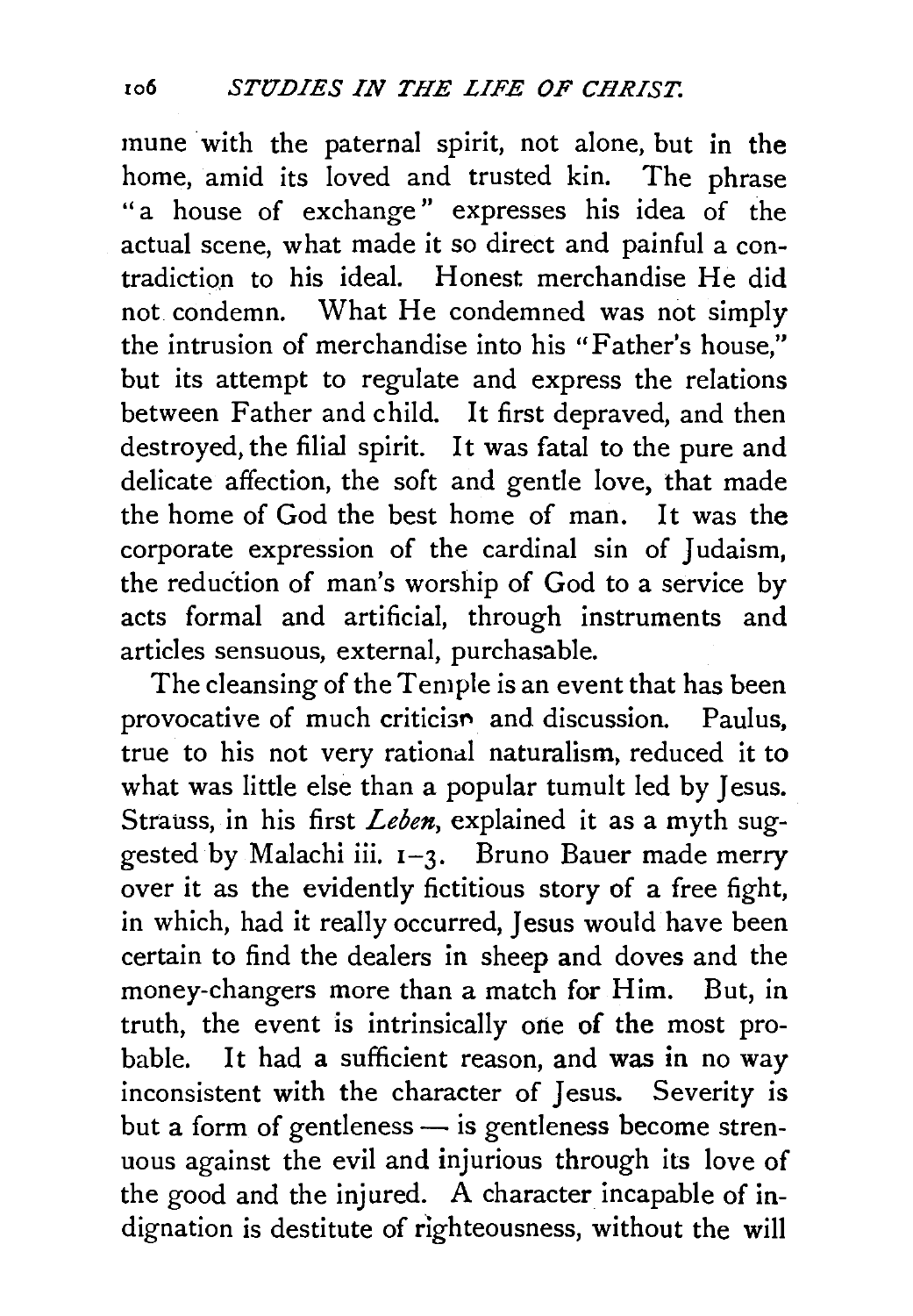mune with the paternal spirit, not alone, but in the home, amid its loved and trusted kin. The phrase "a house of exchange" expresses his idea of the actual scene, what made it so direct and painful a contradiction to his ideal. Honest merchandise He did not condemn. What He condemned was not simply the intrusion of merchandise into his "Father's house," but its attempt to regulate and express the relations between Father and child. It first depraved, and then destroyed, the filial spirit. It was fatal to the pure and delicate affection, the soft and gentle love, that made the home of God the best home of man. It was the corporate expression of the cardinal sin of Judaism, the reduction of man's worship of God to a service by acts formal and artificial, through instruments and articles sensuous, external, purchasable.

The cleansing of the Temple is an event that has been provocative of much criticism and discussion. Paulus, true to his not very rational naturalism, reduced it to what was little else than a popular tumult led by Jesus. Strauss, in his first *Leben*, explained it as a myth suggested by Malachi iii. 1–3. Bruno Bauer made merry over it as the evidently fictitious story of a free fight, in which, had it really occurred, Jesus would have been certain to find the dealers in sheep and doves and the money-changers more than a match for Him. But, in truth, the event is intrinsically one of the most probable. It had a sufficient reason, and was in no way inconsistent with the character of Jesus. Severity is but a form of gentleness — is gentleness become strenuous against the evil and injurious through its love of the good and the injured. A character incapable of indignation is destitute of righteousness, without the will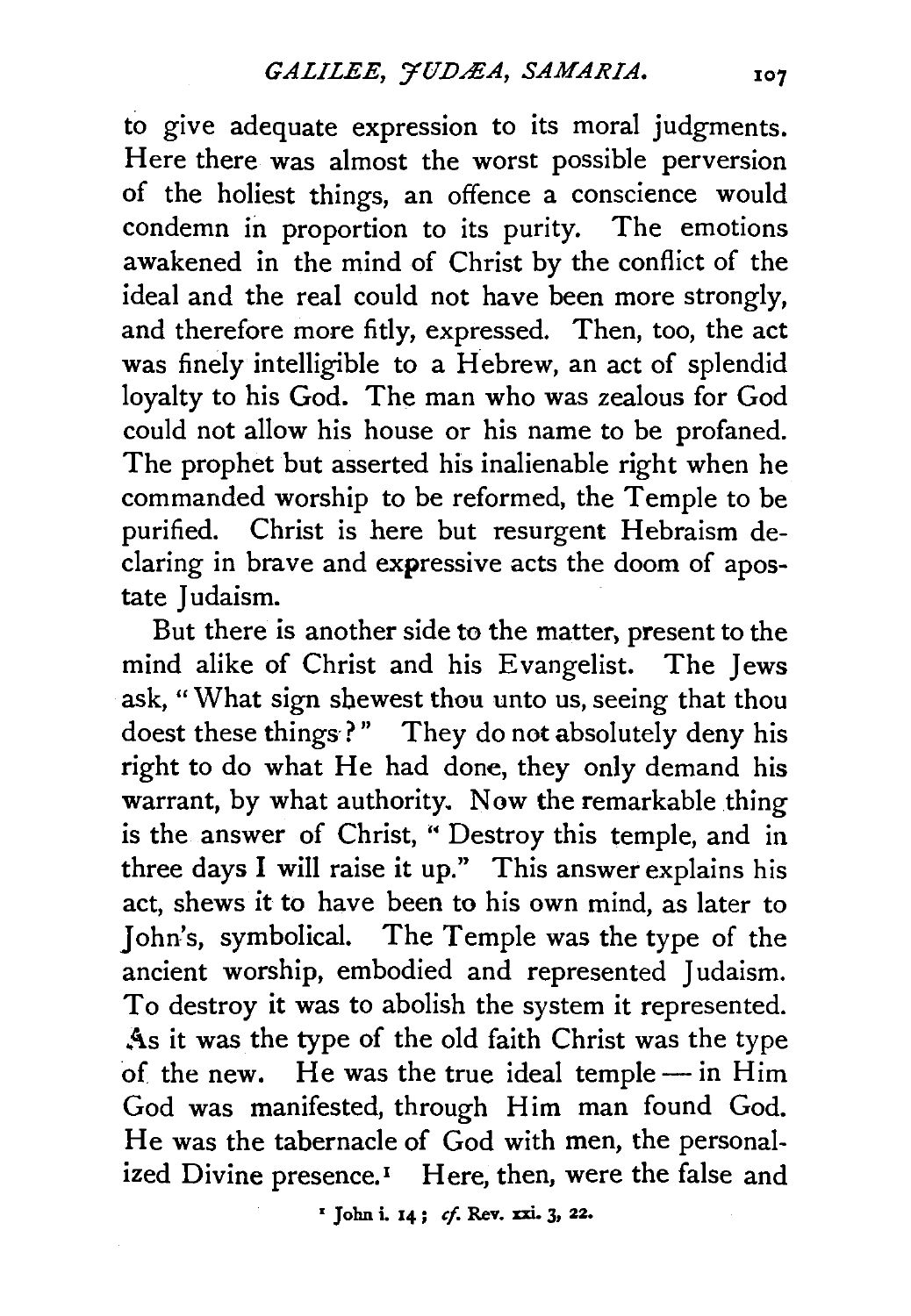to give adequate expression to its moral judgments. Here there was almost the worst possible perversion of the holiest things, an offence a conscience would condemn in proportion to its purity. The emotions awakened in the mind of Christ by the conflict of the ideal and the real could not have been more strongly, and therefore more fitly, expressed. Then, too, the act was finely intelligible to a Hebrew, an act of splendid loyalty to his God. The man who was zealous for God could not allow his house or his name to be profaned. The prophet but asserted his inalienable right when he commanded worship to be reformed, the Temple to be purified. Christ is here but resurgent Hebraism declaring in brave and expressive acts the doom of apostate Judaism.

But there is another side to the matter, present to the mind alike of Christ and his Evangelist. The Jews ask, "What sign shewest thou unto us, seeing that thou doest these things?" They do not absolutely deny his right to do what He had done, they only demand his warrant, by what authority. Now the remarkable thing is the answer of Christ, "Destroy this temple, and in three days I will raise it up." This answer explains his act, shews it to have been to his own mind, as later to John's, symbolical. The Temple was the type of the ancient worship, embodied and represented Judaism. To destroy it was to abolish the system it represented. As it was the type of the old faith Christ was the type of the new. He was the true ideal temple — in Him God was manifested, through Him man found God. He was the tabernacle of God with men, the personalized Divine presence.[1] Here, then, were the false and

[1] John i. 14; *cf.* Rev. xxi. 3, 22.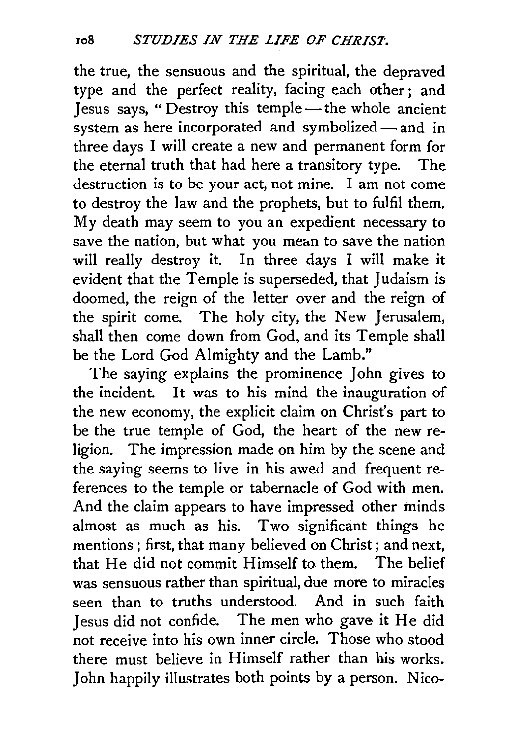the true, the sensuous and the spiritual, the depraved type and the perfect reality, facing each other; and Jesus says, "Destroy this temple — the whole ancient system as here incorporated and symbolized — and in three days I will create a new and permanent form for the eternal truth that had here a transitory type. The destruction is to be your act, not mine. I am not come to destroy the law and the prophets, but to fulfil them. My death may seem to you an expedient necessary to save the nation, but what you mean to save the nation will really destroy it. In three days I will make it evident that the Temple is superseded, that Judaism is doomed, the reign of the letter over and the reign of the spirit come. The holy city, the New Jerusalem, shall then come down from God, and its Temple shall be the Lord God Almighty and the Lamb."

The saying explains the prominence John gives to the incident. It was to his mind the inauguration of the new economy, the explicit claim on Christ's part to be the true temple of God, the heart of the new religion. The impression made on him by the scene and the saying seems to live in his awed and frequent references to the temple or tabernacle of God with men. And the claim appears to have impressed other minds almost as much as his. Two significant things he mentions; first, that many believed on Christ; and next, that He did not commit Himself to them. The belief was sensuous rather than spiritual, due more to miracles seen than to truths understood. And in such faith Jesus did not confide. The men who gave it He did not receive into his own inner circle. Those who stood there must believe in Himself rather than his works. John happily illustrates both points by a person. Nico-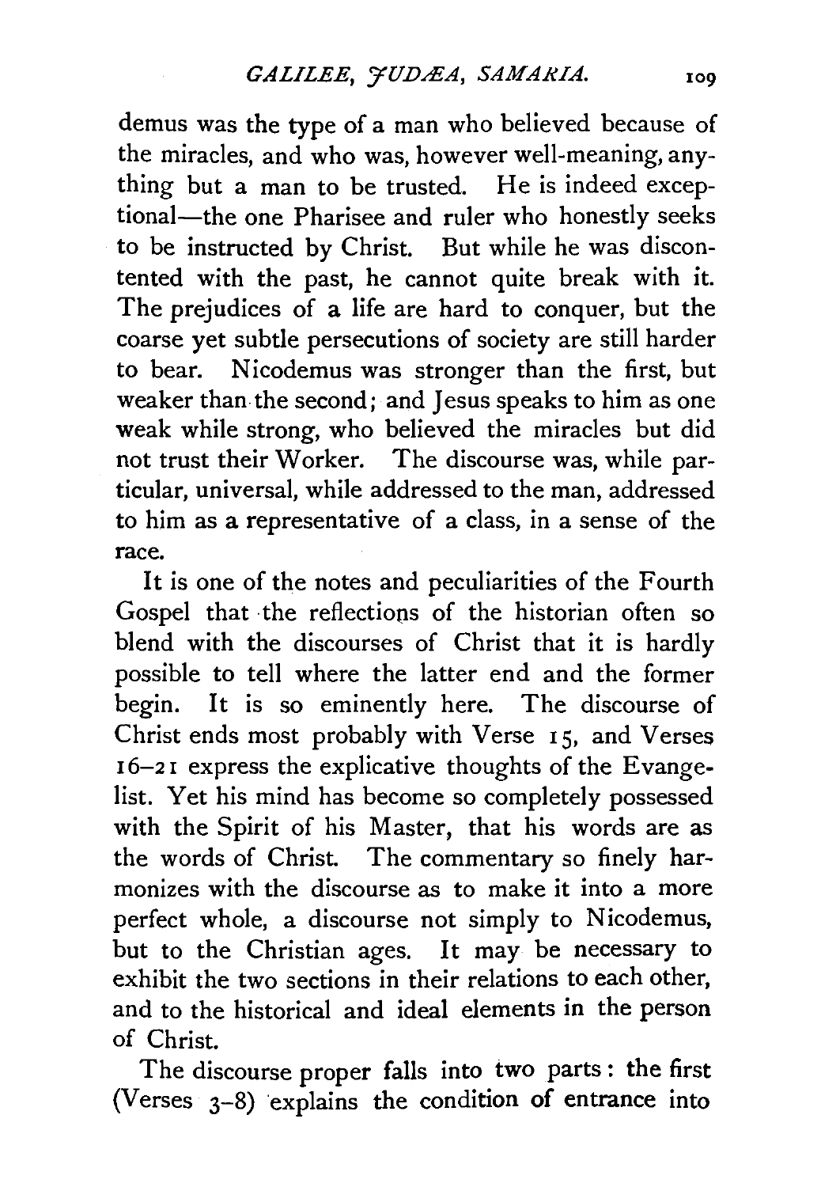demus was the type of a man who believed because of the miracles, and who was, however well-meaning, anything but a man to be trusted. He is indeed exceptional—the one Pharisee and ruler who honestly seeks to be instructed by Christ. But while he was discontented with the past, he cannot quite break with it. The prejudices of a life are hard to conquer, but the coarse yet subtle persecutions of society are still harder to bear. Nicodemus was stronger than the first, but weaker than the second; and Jesus speaks to him as one weak while strong, who believed the miracles but did not trust their Worker. The discourse was, while particular, universal, while addressed to the man, addressed to him as a representative of a class, in a sense of the race.

It is one of the notes and peculiarities of the Fourth Gospel that the reflections of the historian often so blend with the discourses of Christ that it is hardly possible to tell where the latter end and the former begin. It is so eminently here. The discourse of Christ ends most probably with Verse 15, and Verses 16–21 express the explicative thoughts of the Evangelist. Yet his mind has become so completely possessed with the Spirit of his Master, that his words are as the words of Christ. The commentary so finely harmonizes with the discourse as to make it into a more perfect whole, a discourse not simply to Nicodemus, but to the Christian ages. It may be necessary to exhibit the two sections in their relations to each other, and to the historical and ideal elements in the person of Christ.

The discourse proper falls into two parts: the first (Verses 3–8) explains the condition of entrance into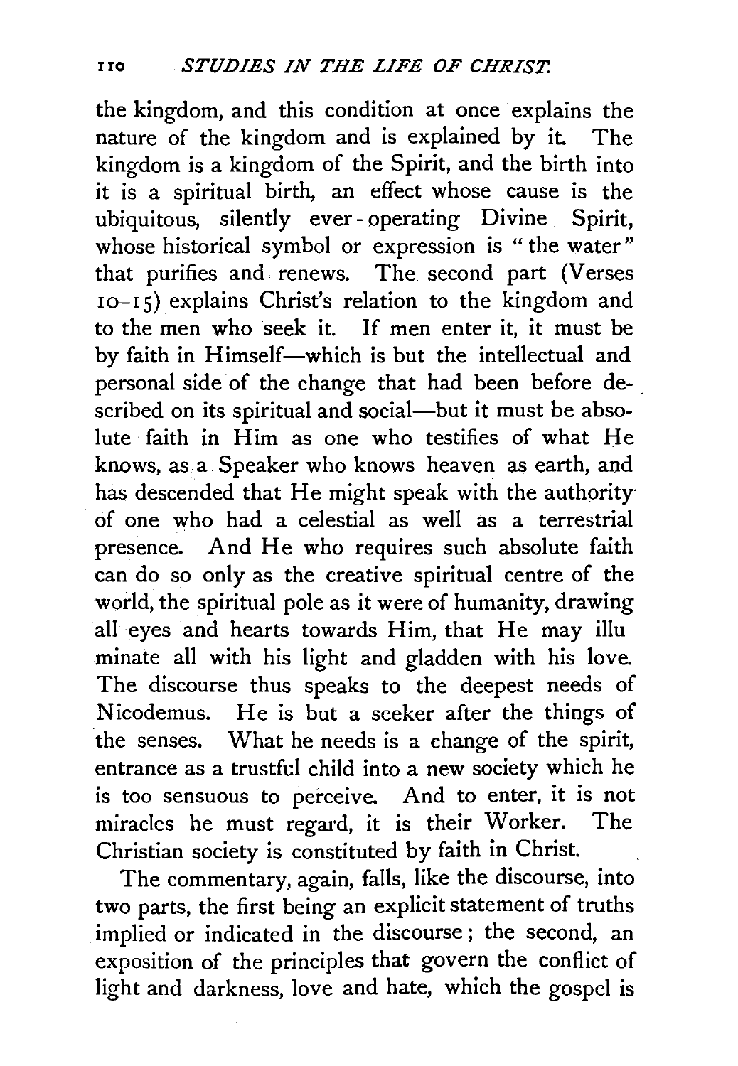the kingdom, and this condition at once explains the nature of the kingdom and is explained by it. The kingdom is a kingdom of the Spirit, and the birth into it is a spiritual birth, an effect whose cause is the ubiquitous, silently ever-operating Divine Spirit, whose historical symbol or expression is "the water" that purifies and renews. The second part (Verses 10–15) explains Christ's relation to the kingdom and to the men who seek it. If men enter it, it must be by faith in Himself—which is but the intellectual and personal side of the change that had been before described on its spiritual and social—but it must be absolute faith in Him as one who testifies of what He knows, as a Speaker who knows heaven as earth, and has descended that He might speak with the authority of one who had a celestial as well as a terrestrial presence. And He who requires such absolute faith can do so only as the creative spiritual centre of the world, the spiritual pole as it were of humanity, drawing all eyes and hearts towards Him, that He may illuminate all with his light and gladden with his love. The discourse thus speaks to the deepest needs of Nicodemus. He is but a seeker after the things of the senses. What he needs is a change of the spirit, entrance as a trustful child into a new society which he is too sensuous to perceive. And to enter, it is not miracles he must regard, it is their Worker. The Christian society is constituted by faith in Christ.

The commentary, again, falls, like the discourse, into two parts, the first being an explicit statement of truths implied or indicated in the discourse; the second, an exposition of the principles that govern the conflict of light and darkness, love and hate, which the gospel is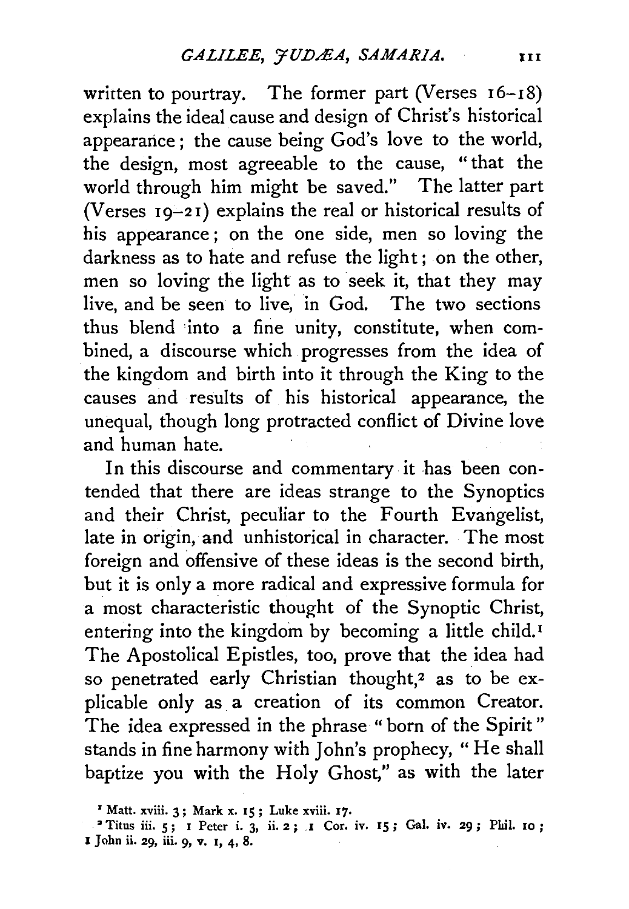written to pourtray. The former part (Verses 16–18) explains the ideal cause and design of Christ's historical appearance; the cause being God's love to the world, the design, most agreeable to the cause, "that the world through him might be saved." The latter part (Verses 19–21) explains the real or historical results of his appearance; on the one side, men so loving the darkness as to hate and refuse the light; on the other, men so loving the light as to seek it, that they may live, and be seen to live, in God. The two sections thus blend into a fine unity, constitute, when combined, a discourse which progresses from the idea of the kingdom and birth into it through the King to the causes and results of his historical appearance, the unequal, though long protracted conflict of Divine love and human hate.

In this discourse and commentary it has been contended that there are ideas strange to the Synoptics and their Christ, peculiar to the Fourth Evangelist, late in origin, and unhistorical in character. The most foreign and offensive of these ideas is the second birth, but it is only a more radical and expressive formula for a most characteristic thought of the Synoptic Christ, entering into the kingdom by becoming a little child.[1] The Apostolical Epistles, too, prove that the idea had so penetrated early Christian thought,[2] as to be explicable only as a creation of its common Creator. The idea expressed in the phrase "born of the Spirit" stands in fine harmony with John's prophecy, "He shall baptize you with the Holy Ghost," as with the later

[1] Matt. xviii. 3; Mark x. 15; Luke xviii. 17.

[2] Titus iii. 5; 1 Peter i. 3, ii. 2; 1 Cor. iv. 15; Gal. iv. 29; Phil. 10; 1 John ii. 29, iii. 9, v. 1, 4, 8.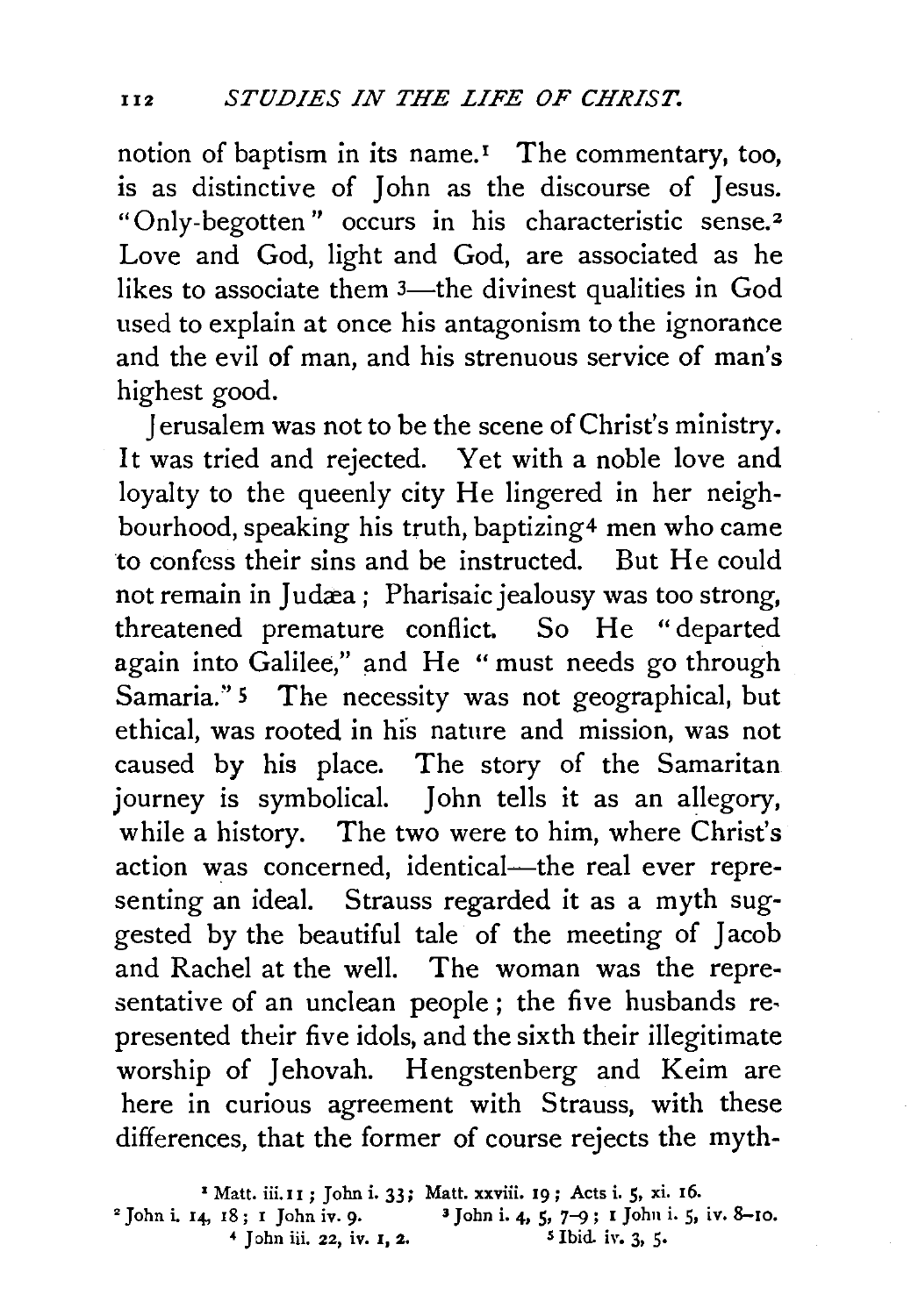notion of baptism in its name.[1] The commentary, too, is as distinctive of John as the discourse of Jesus. "Only-begotten" occurs in his characteristic sense.[2] Love and God, light and God, are associated as he likes to associate them [3]—the divinest qualities in God used to explain at once his antagonism to the ignorance and the evil of man, and his strenuous service of man's highest good.

Jerusalem was not to be the scene of Christ's ministry. It was tried and rejected. Yet with a noble love and loyalty to the queenly city He lingered in her neighbourhood, speaking his truth, baptizing[4] men who came to confess their sins and be instructed. But He could not remain in Judæa; Pharisaic jealousy was too strong, threatened premature conflict. So He "departed again into Galilee," and He "must needs go through Samaria."[5] The necessity was not geographical, but ethical, was rooted in his nature and mission, was not caused by his place. The story of the Samaritan journey is symbolical. John tells it as an allegory, while a history. The two were to him, where Christ's action was concerned, identical—the real ever representing an ideal. Strauss regarded it as a myth suggested by the beautiful tale of the meeting of Jacob and Rachel at the well. The woman was the representative of an unclean people; the five husbands represented their five idols, and the sixth their illegitimate worship of Jehovah. Hengstenberg and Keim are here in curious agreement with Strauss, with these differences, that the former of course rejects the myth-

[1] Matt. iii. 11; John i. 33; Matt. xxviii. 19; Acts i. 5, xi. 16.
[2] John i. 14, 18; 1 John iv. 9.
[3] John i. 4, 5, 7–9; 1 John i. 5, iv. 8–10.
[4] John iii. 22, iv. 1, 2.
[5] Ibid. iv. 3, 5.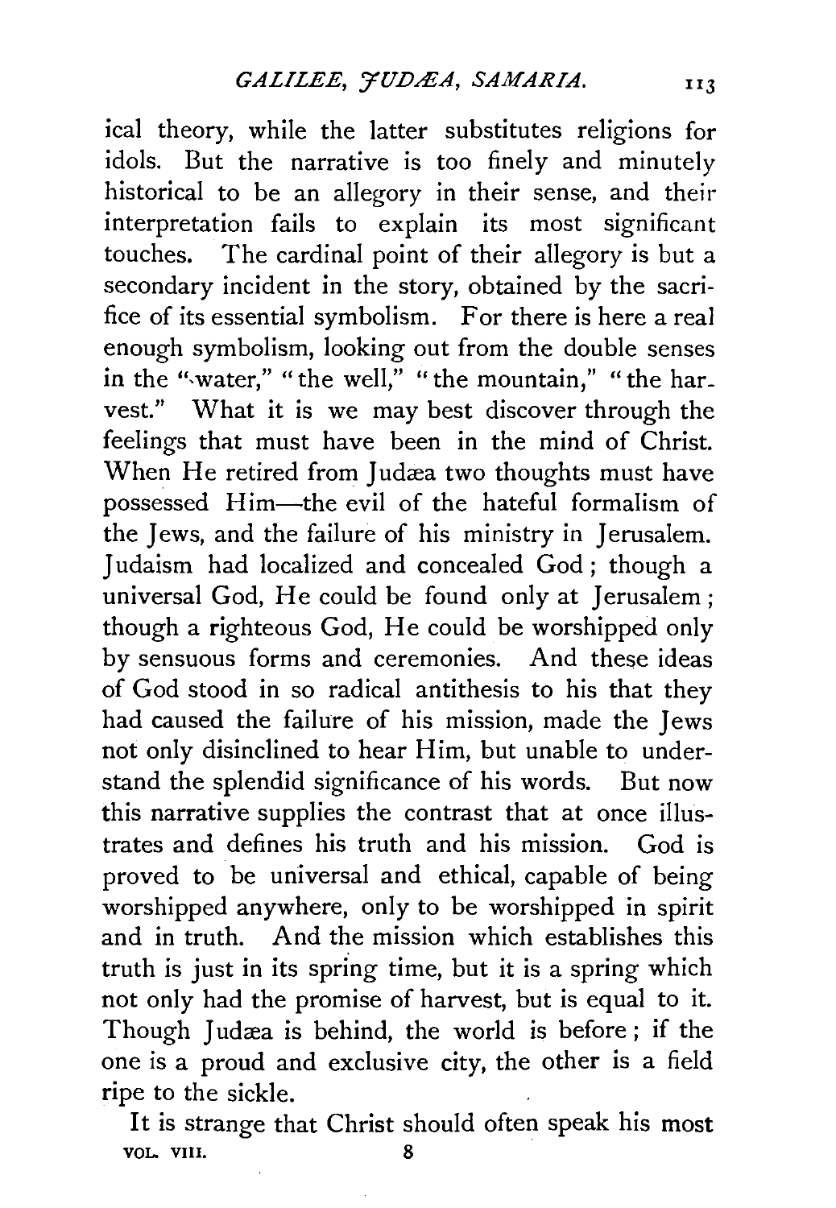ical theory, while the latter substitutes religions for idols. But the narrative is too finely and minutely historical to be an allegory in their sense, and their interpretation fails to explain its most significant touches. The cardinal point of their allegory is but a secondary incident in the story, obtained by the sacrifice of its essential symbolism. For there is here a real enough symbolism, looking out from the double senses in the "water," "the well," "the mountain," "the harvest." What it is we may best discover through the feelings that must have been in the mind of Christ. When He retired from Judæa two thoughts must have possessed Him—the evil of the hateful formalism of the Jews, and the failure of his ministry in Jerusalem. Judaism had localized and concealed God; though a universal God, He could be found only at Jerusalem; though a righteous God, He could be worshipped only by sensuous forms and ceremonies. And these ideas of God stood in so radical antithesis to his that they had caused the failure of his mission, made the Jews not only disinclined to hear Him, but unable to understand the splendid significance of his words. But now this narrative supplies the contrast that at once illustrates and defines his truth and his mission. God is proved to be universal and ethical, capable of being worshipped anywhere, only to be worshipped in spirit and in truth. And the mission which establishes this truth is just in its spring time, but it is a spring which not only had the promise of harvest, but is equal to it. Though Judæa is behind, the world is before; if the one is a proud and exclusive city, the other is a field ripe to the sickle.

It is strange that Christ should often speak his most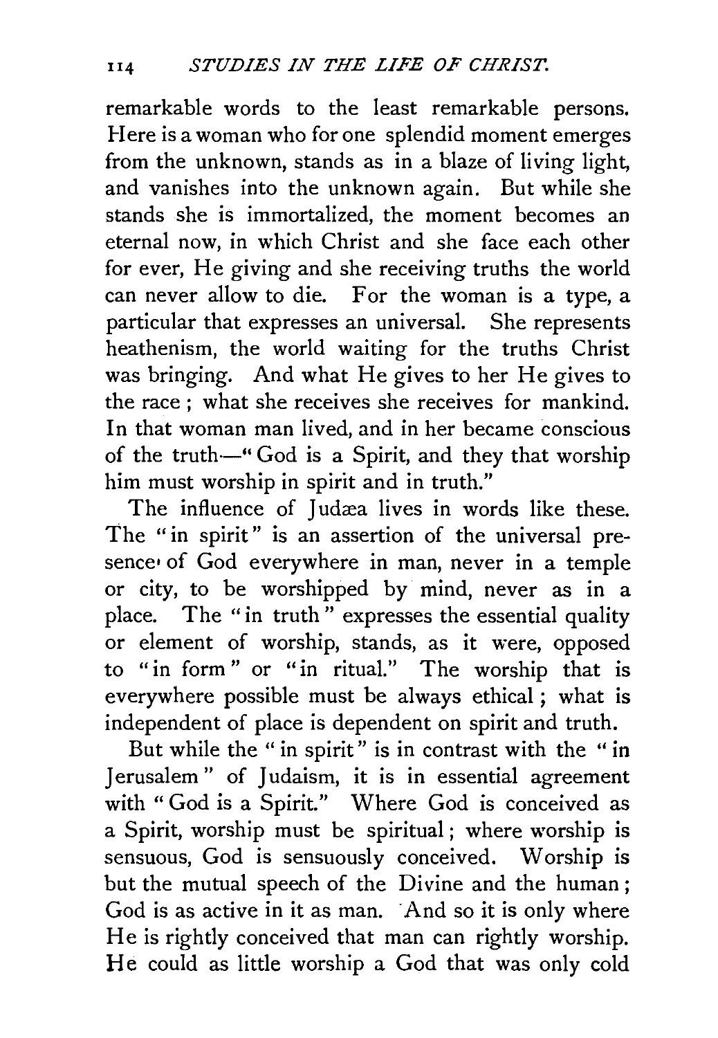remarkable words to the least remarkable persons. Here is a woman who for one splendid moment emerges from the unknown, stands as in a blaze of living light, and vanishes into the unknown again. But while she stands she is immortalized, the moment becomes an eternal now, in which Christ and she face each other for ever, He giving and she receiving truths the world can never allow to die. For the woman is a type, a particular that expresses an universal. She represents heathenism, the world waiting for the truths Christ was bringing. And what He gives to her He gives to the race; what she receives she receives for mankind. In that woman man lived, and in her became conscious of the truth—"God is a Spirit, and they that worship him must worship in spirit and in truth."

The influence of Judæa lives in words like these. The "in spirit" is an assertion of the universal presence of God everywhere in man, never in a temple or city, to be worshipped by mind, never as in a place. The "in truth" expresses the essential quality or element of worship, stands, as it were, opposed to "in form" or "in ritual." The worship that is everywhere possible must be always ethical; what is independent of place is dependent on spirit and truth.

But while the "in spirit" is in contrast with the "in Jerusalem" of Judaism, it is in essential agreement with "God is a Spirit." Where God is conceived as a Spirit, worship must be spiritual; where worship is sensuous, God is sensuously conceived. Worship is but the mutual speech of the Divine and the human; God is as active in it as man. And so it is only where He is rightly conceived that man can rightly worship. He could as little worship a God that was only cold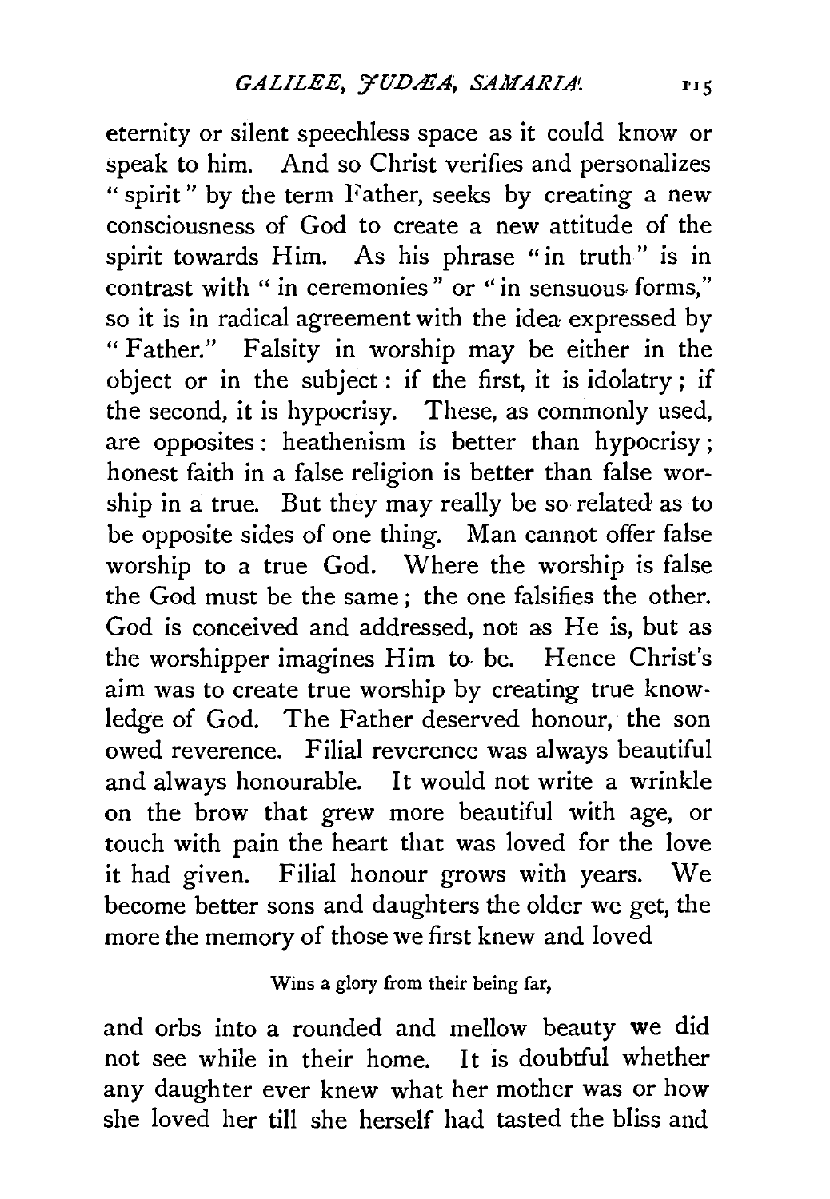eternity or silent speechless space as it could know or speak to him. And so Christ verifies and personalizes "spirit" by the term Father, seeks by creating a new consciousness of God to create a new attitude of the spirit towards Him. As his phrase "in truth" is in contrast with "in ceremonies" or "in sensuous forms," so it is in radical agreement with the idea expressed by "Father." Falsity in worship may be either in the object or in the subject: if the first, it is idolatry; if the second, it is hypocrisy. These, as commonly used, are opposites: heathenism is better than hypocrisy; honest faith in a false religion is better than false worship in a true. But they may really be so related as to be opposite sides of one thing. Man cannot offer false worship to a true God. Where the worship is false the God must be the same; the one falsifies the other. God is conceived and addressed, not as He is, but as the worshipper imagines Him to be. Hence Christ's aim was to create true worship by creating true knowledge of God. The Father deserved honour, the son owed reverence. Filial reverence was always beautiful and always honourable. It would not write a wrinkle on the brow that grew more beautiful with age, or touch with pain the heart that was loved for the love it had given. Filial honour grows with years. We become better sons and daughters the older we get, the more the memory of those we first knew and loved

> Wins a glory from their being far,

and orbs into a rounded and mellow beauty we did not see while in their home. It is doubtful whether any daughter ever knew what her mother was or how she loved her till she herself had tasted the bliss and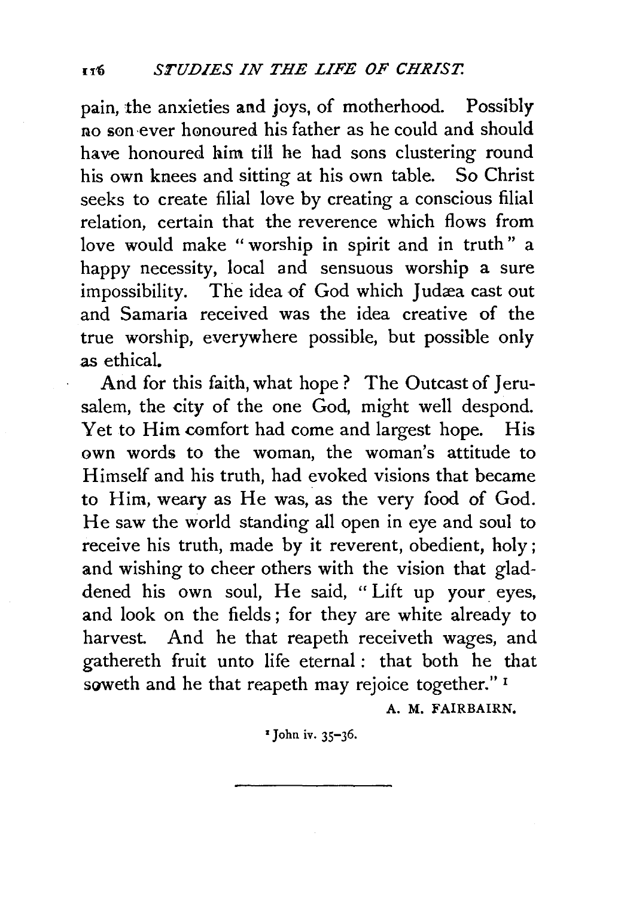pain, the anxieties and joys, of motherhood. Possibly no son ever honoured his father as he could and should have honoured him till he had sons clustering round his own knees and sitting at his own table. So Christ seeks to create filial love by creating a conscious filial relation, certain that the reverence which flows from love would make "worship in spirit and in truth" a happy necessity, local and sensuous worship a sure impossibility. The idea of God which Judæa cast out and Samaria received was the idea creative of the true worship, everywhere possible, but possible only as ethical.

And for this faith, what hope? The Outcast of Jerusalem, the city of the one God, might well despond. Yet to Him comfort had come and largest hope. His own words to the woman, the woman's attitude to Himself and his truth, had evoked visions that became to Him, weary as He was, as the very food of God. He saw the world standing all open in eye and soul to receive his truth, made by it reverent, obedient, holy; and wishing to cheer others with the vision that gladdened his own soul, He said, "Lift up your eyes, and look on the fields; for they are white already to harvest. And he that reapeth receiveth wages, and gathereth fruit unto life eternal: that both he that soweth and he that reapeth may rejoice together." [1]

A. M. FAIRBAIRN.

[1] John iv. 35–36.